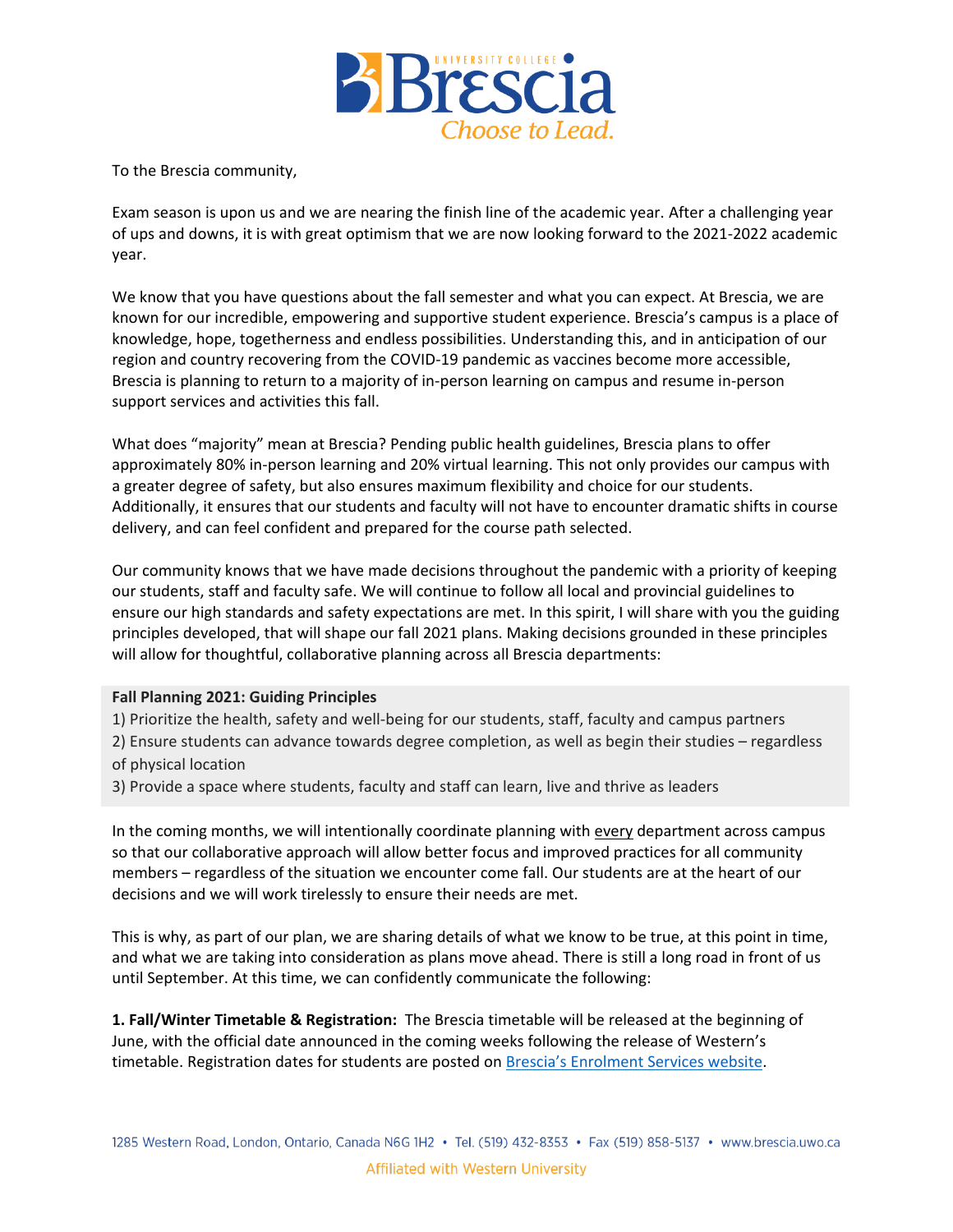To the Brescia community,

Exam season is upon us and we are nearing the finish line of the academic year. After a challenging year of ups and downs, it is with great optimism that we are now looking forward to the 2021-2022 academic year.

We know that you have questions about the fall semester and what you can expect. At Brescia, we are known for our incredible, empowering and supportive student experience. Brescia's campus is a place of knowledge, hope, togetherness and endless possibilities. Understanding this, and in anticipation of our region and country recovering from the COVID-19 pandemic as vaccines become more accessible, Brescia is planning to return to a majority of in-person learning on campus and resume in-person support services and activities this fall.

What does "majority" mean at Brescia? Pending public health guidelines, Brescia plans to offer approximately 80% in-person learning and 20% virtual learning. This not only provides our campus with a greater degree of safety, but also ensures maximum flexibility and choice for our students. Additionally, it ensures that our students and faculty will not have to encounter dramatic shifts in course delivery, and can feel confident and prepared for the course path selected.

Our community knows that we have made decisions throughout the pandemic with a priority of keeping our students, staff and faculty safe. We will continue to follow all local and provincial guidelines to ensure our high standards and safety expectations are met. In this spirit, I will share with you the guiding principles developed, that will shape our fall 2021 plans. Making decisions grounded in these principles will allow for thoughtful, collaborative planning across all Brescia departments:

**Fall Planning 2021: Guiding Principles**

1) Prioritize the health, safety and well-being for our students, staff, faculty and campus partners
2) Ensure students can advance towards degree completion, as well as begin their studies – regardless of physical location
3) Provide a space where students, faculty and staff can learn, live and thrive as leaders

In the coming months, we will intentionally coordinate planning with every department across campus so that our collaborative approach will allow better focus and improved practices for all community members – regardless of the situation we encounter come fall. Our students are at the heart of our decisions and we will work tirelessly to ensure their needs are met.

This is why, as part of our plan, we are sharing details of what we know to be true, at this point in time, and what we are taking into consideration as plans move ahead. There is still a long road in front of us until September. At this time, we can confidently communicate the following:

**1. Fall/Winter Timetable & Registration:** The Brescia timetable will be released at the beginning of June, with the official date announced in the coming weeks following the release of Western's timetable. Registration dates for students are posted on Brescia's Enrolment Services website.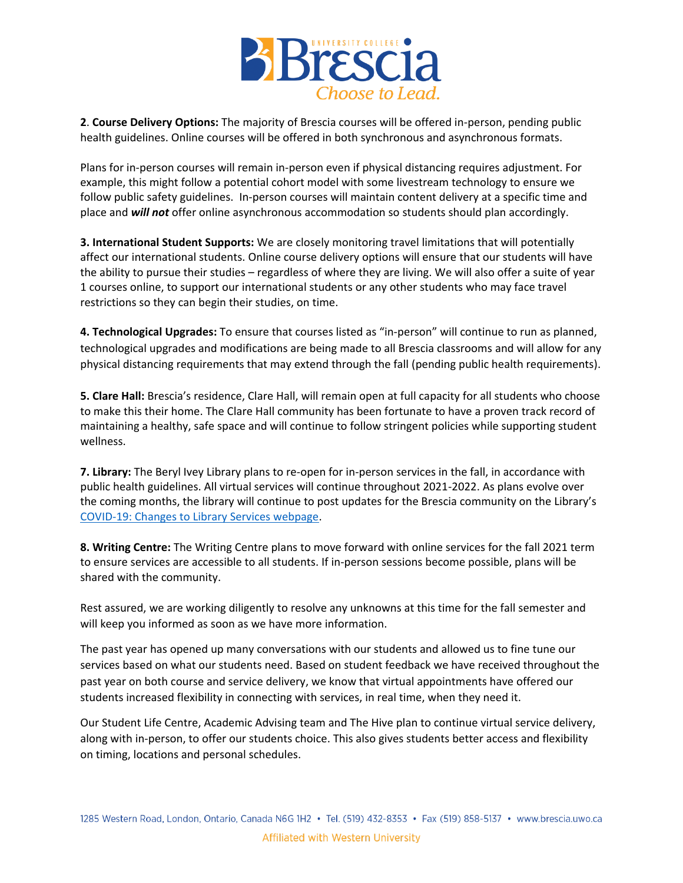**2**. **Course Delivery Options:** The majority of Brescia courses will be offered in-person, pending public health guidelines. Online courses will be offered in both synchronous and asynchronous formats.

Plans for in-person courses will remain in-person even if physical distancing requires adjustment. For example, this might follow a potential cohort model with some livestream technology to ensure we follow public safety guidelines. In-person courses will maintain content delivery at a specific time and place and ***will not*** offer online asynchronous accommodation so students should plan accordingly.

**3. International Student Supports:** We are closely monitoring travel limitations that will potentially affect our international students. Online course delivery options will ensure that our students will have the ability to pursue their studies – regardless of where they are living. We will also offer a suite of year 1 courses online, to support our international students or any other students who may face travel restrictions so they can begin their studies, on time.

**4. Technological Upgrades:** To ensure that courses listed as "in-person" will continue to run as planned, technological upgrades and modifications are being made to all Brescia classrooms and will allow for any physical distancing requirements that may extend through the fall (pending public health requirements).

**5. Clare Hall:** Brescia's residence, Clare Hall, will remain open at full capacity for all students who choose to make this their home. The Clare Hall community has been fortunate to have a proven track record of maintaining a healthy, safe space and will continue to follow stringent policies while supporting student wellness.

**7. Library:** The Beryl Ivey Library plans to re-open for in-person services in the fall, in accordance with public health guidelines. All virtual services will continue throughout 2021-2022. As plans evolve over the coming months, the library will continue to post updates for the Brescia community on the Library's COVID-19: Changes to Library Services webpage.

**8. Writing Centre:** The Writing Centre plans to move forward with online services for the fall 2021 term to ensure services are accessible to all students. If in-person sessions become possible, plans will be shared with the community.

Rest assured, we are working diligently to resolve any unknowns at this time for the fall semester and will keep you informed as soon as we have more information.

The past year has opened up many conversations with our students and allowed us to fine tune our services based on what our students need. Based on student feedback we have received throughout the past year on both course and service delivery, we know that virtual appointments have offered our students increased flexibility in connecting with services, in real time, when they need it.

Our Student Life Centre, Academic Advising team and The Hive plan to continue virtual service delivery, along with in-person, to offer our students choice. This also gives students better access and flexibility on timing, locations and personal schedules.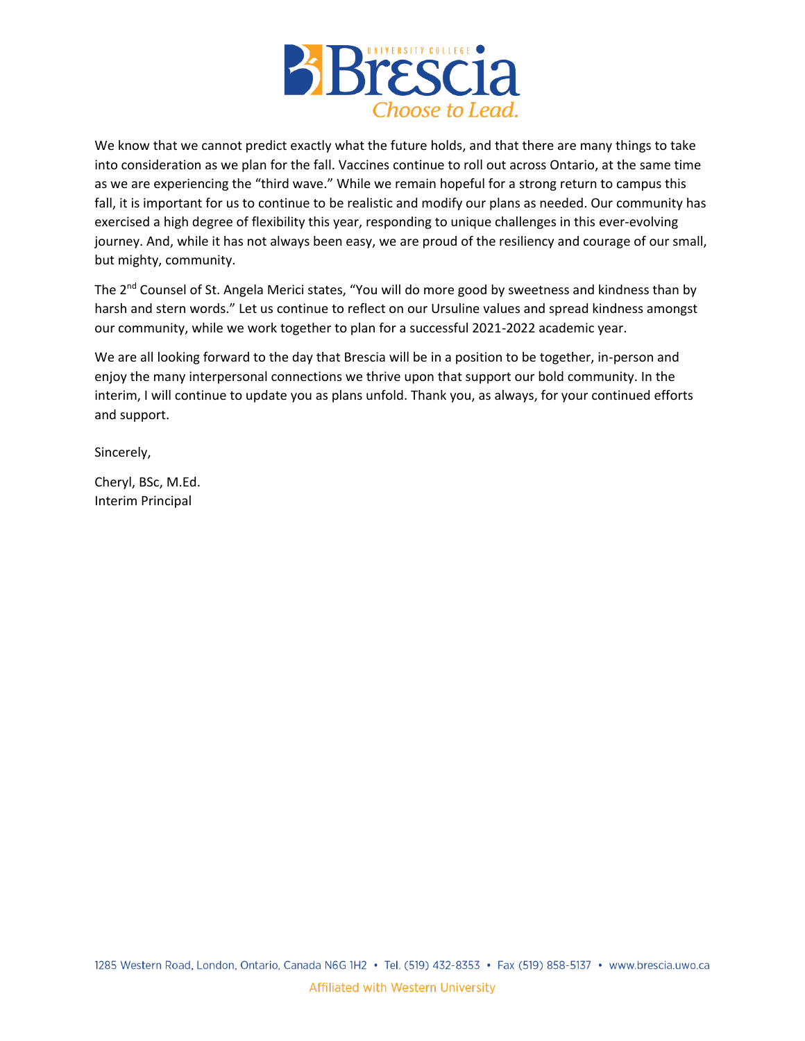We know that we cannot predict exactly what the future holds, and that there are many things to take into consideration as we plan for the fall. Vaccines continue to roll out across Ontario, at the same time as we are experiencing the "third wave." While we remain hopeful for a strong return to campus this fall, it is important for us to continue to be realistic and modify our plans as needed. Our community has exercised a high degree of flexibility this year, responding to unique challenges in this ever-evolving journey. And, while it has not always been easy, we are proud of the resiliency and courage of our small, but mighty, community.

The 2nd Counsel of St. Angela Merici states, "You will do more good by sweetness and kindness than by harsh and stern words." Let us continue to reflect on our Ursuline values and spread kindness amongst our community, while we work together to plan for a successful 2021-2022 academic year.

We are all looking forward to the day that Brescia will be in a position to be together, in-person and enjoy the many interpersonal connections we thrive upon that support our bold community. In the interim, I will continue to update you as plans unfold. Thank you, as always, for your continued efforts and support.

Sincerely,

Cheryl, BSc, M.Ed.
Interim Principal